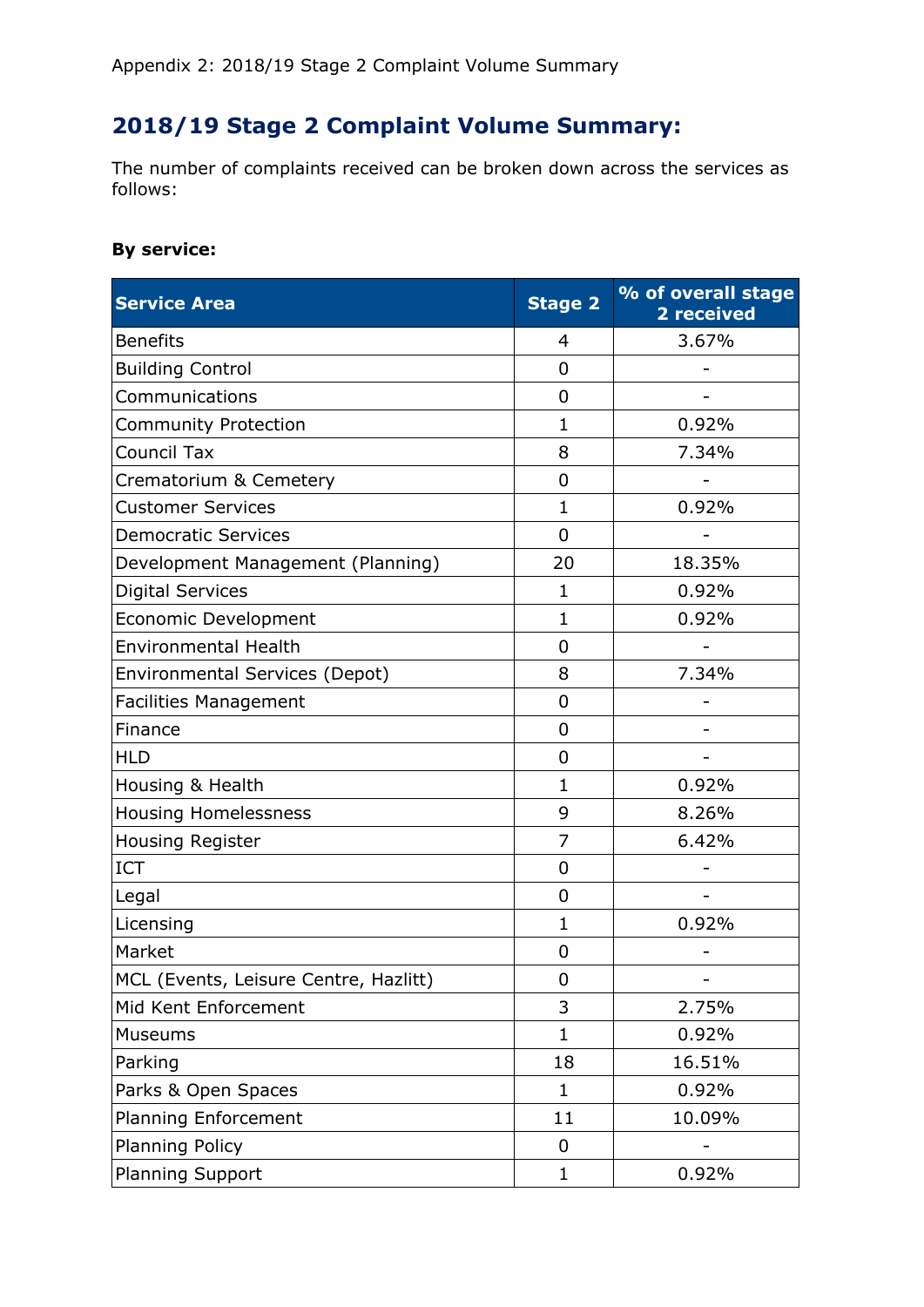Appendix 2: 2018/19 Stage 2 Complaint Volume Summary

## 2018/19 Stage 2 Complaint Volume Summary:

The number of complaints received can be broken down across the services as follows:

**By service:**

| Service Area | Stage 2 | % of overall stage 2 received |
|---|---|---|
| Benefits | 4 | 3.67% |
| Building Control | 0 | - |
| Communications | 0 | - |
| Community Protection | 1 | 0.92% |
| Council Tax | 8 | 7.34% |
| Crematorium & Cemetery | 0 | - |
| Customer Services | 1 | 0.92% |
| Democratic Services | 0 | - |
| Development Management (Planning) | 20 | 18.35% |
| Digital Services | 1 | 0.92% |
| Economic Development | 1 | 0.92% |
| Environmental Health | 0 | - |
| Environmental Services (Depot) | 8 | 7.34% |
| Facilities Management | 0 | - |
| Finance | 0 | - |
| HLD | 0 | - |
| Housing & Health | 1 | 0.92% |
| Housing Homelessness | 9 | 8.26% |
| Housing Register | 7 | 6.42% |
| ICT | 0 | - |
| Legal | 0 | - |
| Licensing | 1 | 0.92% |
| Market | 0 | - |
| MCL (Events, Leisure Centre, Hazlitt) | 0 | - |
| Mid Kent Enforcement | 3 | 2.75% |
| Museums | 1 | 0.92% |
| Parking | 18 | 16.51% |
| Parks & Open Spaces | 1 | 0.92% |
| Planning Enforcement | 11 | 10.09% |
| Planning Policy | 0 | - |
| Planning Support | 1 | 0.92% |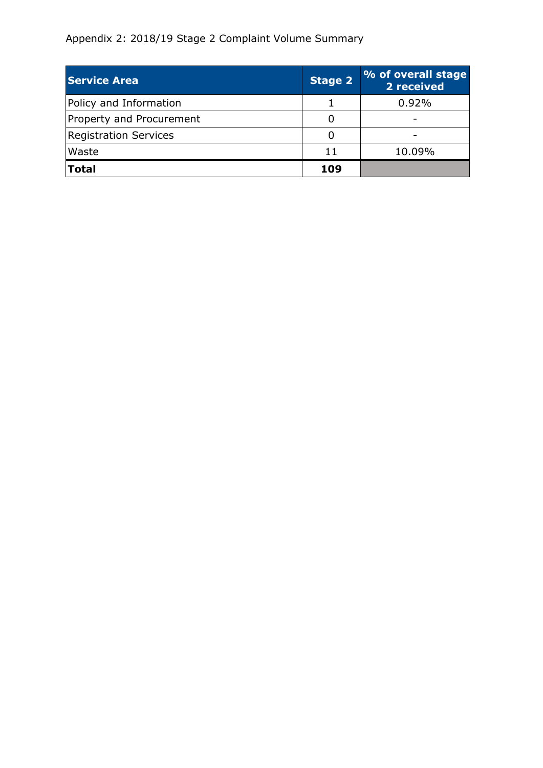Appendix 2: 2018/19 Stage 2 Complaint Volume Summary

| Service Area | Stage 2 | % of overall stage 2 received |
|---|---|---|
| Policy and Information | 1 | 0.92% |
| Property and Procurement | 0 | - |
| Registration Services | 0 | - |
| Waste | 11 | 10.09% |
| **Total** | **109** | |